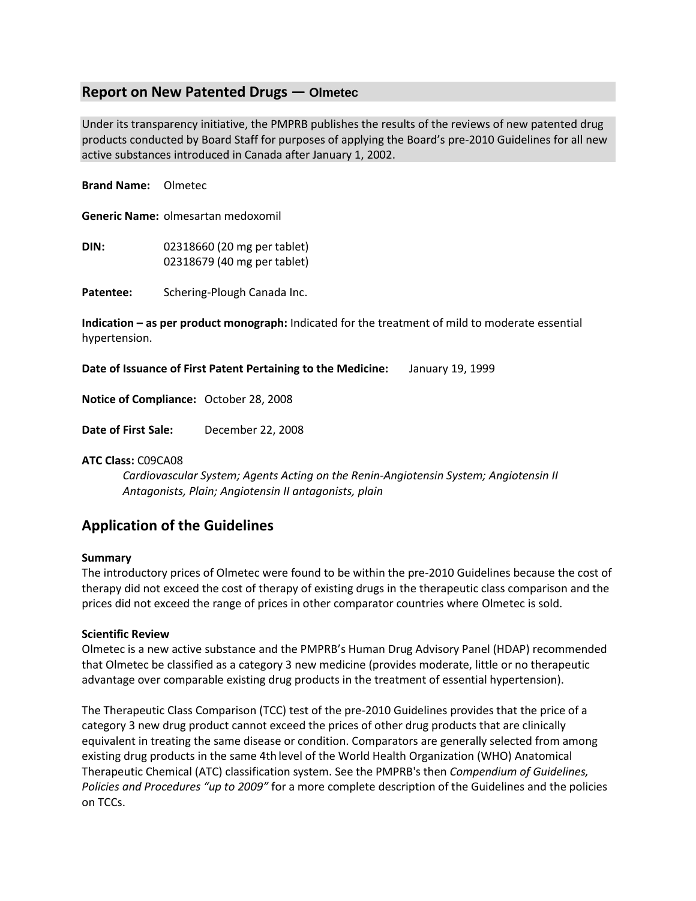## Report on New Patented Drugs — Olmetec

Under its transparency initiative, the PMPRB publishes the results of the reviews of new patented drug products conducted by Board Staff for purposes of applying the Board's pre-2010 Guidelines for all new active substances introduced in Canada after January 1, 2002.

**Brand Name:** Olmetec

**Generic Name:** olmesartan medoxomil

**DIN:** 02318660 (20 mg per tablet)
02318679 (40 mg per tablet)

**Patentee:** Schering-Plough Canada Inc.

**Indication – as per product monograph:** Indicated for the treatment of mild to moderate essential hypertension.

**Date of Issuance of First Patent Pertaining to the Medicine:** January 19, 1999

**Notice of Compliance:** October 28, 2008

**Date of First Sale:** December 22, 2008

**ATC Class:** C09CA08

*Cardiovascular System; Agents Acting on the Renin-Angiotensin System; Angiotensin II Antagonists, Plain; Angiotensin II antagonists, plain*

## Application of the Guidelines

**Summary**

The introductory prices of Olmetec were found to be within the pre-2010 Guidelines because the cost of therapy did not exceed the cost of therapy of existing drugs in the therapeutic class comparison and the prices did not exceed the range of prices in other comparator countries where Olmetec is sold.

**Scientific Review**

Olmetec is a new active substance and the PMPRB's Human Drug Advisory Panel (HDAP) recommended that Olmetec be classified as a category 3 new medicine (provides moderate, little or no therapeutic advantage over comparable existing drug products in the treatment of essential hypertension).

The Therapeutic Class Comparison (TCC) test of the pre-2010 Guidelines provides that the price of a category 3 new drug product cannot exceed the prices of other drug products that are clinically equivalent in treating the same disease or condition. Comparators are generally selected from among existing drug products in the same 4th level of the World Health Organization (WHO) Anatomical Therapeutic Chemical (ATC) classification system. See the PMPRB's then *Compendium of Guidelines, Policies and Procedures "up to 2009"* for a more complete description of the Guidelines and the policies on TCCs.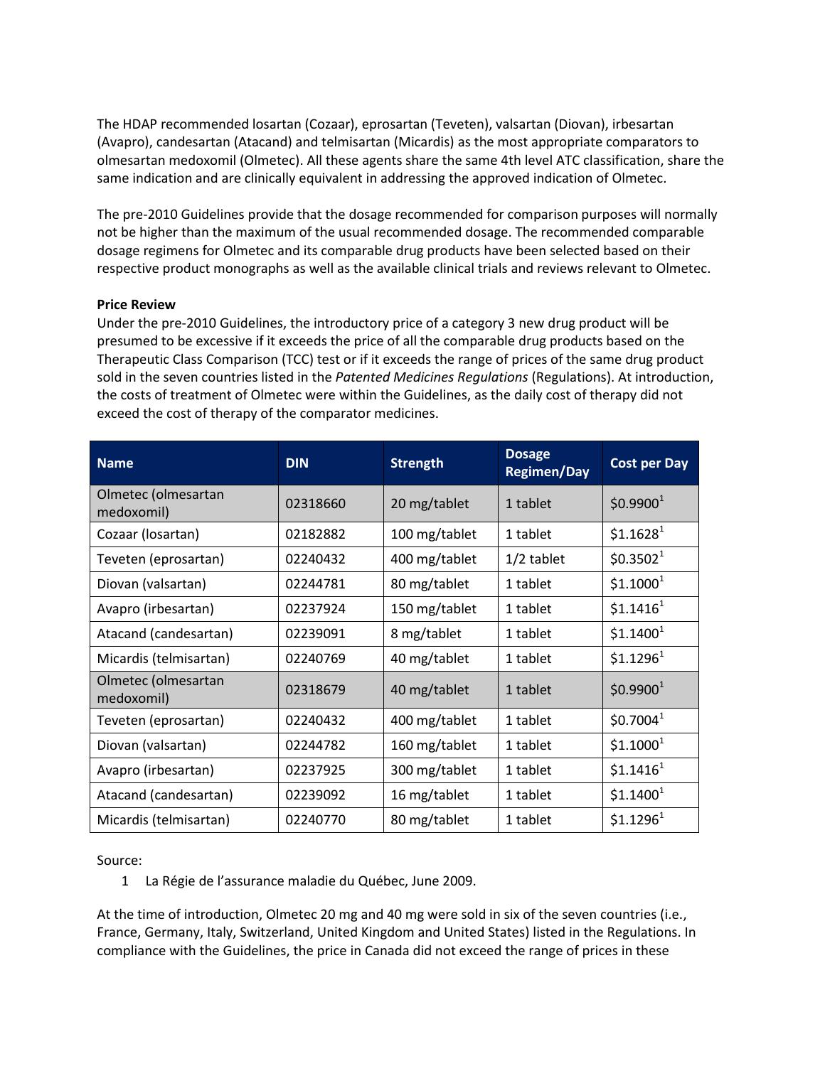The HDAP recommended losartan (Cozaar), eprosartan (Teveten), valsartan (Diovan), irbesartan (Avapro), candesartan (Atacand) and telmisartan (Micardis) as the most appropriate comparators to olmesartan medoxomil (Olmetec). All these agents share the same 4th level ATC classification, share the same indication and are clinically equivalent in addressing the approved indication of Olmetec.

The pre-2010 Guidelines provide that the dosage recommended for comparison purposes will normally not be higher than the maximum of the usual recommended dosage. The recommended comparable dosage regimens for Olmetec and its comparable drug products have been selected based on their respective product monographs as well as the available clinical trials and reviews relevant to Olmetec.

**Price Review**

Under the pre-2010 Guidelines, the introductory price of a category 3 new drug product will be presumed to be excessive if it exceeds the price of all the comparable drug products based on the Therapeutic Class Comparison (TCC) test or if it exceeds the range of prices of the same drug product sold in the seven countries listed in the *Patented Medicines Regulations* (Regulations). At introduction, the costs of treatment of Olmetec were within the Guidelines, as the daily cost of therapy did not exceed the cost of therapy of the comparator medicines.

| Name | DIN | Strength | Dosage Regimen/Day | Cost per Day |
|---|---|---|---|---|
| Olmetec (olmesartan medoxomil) | 02318660 | 20 mg/tablet | 1 tablet | $0.9900[1] |
| Cozaar (losartan) | 02182882 | 100 mg/tablet | 1 tablet | $1.1628[1] |
| Teveten (eprosartan) | 02240432 | 400 mg/tablet | 1/2 tablet | $0.3502[1] |
| Diovan (valsartan) | 02244781 | 80 mg/tablet | 1 tablet | $1.1000[1] |
| Avapro (irbesartan) | 02237924 | 150 mg/tablet | 1 tablet | $1.1416[1] |
| Atacand (candesartan) | 02239091 | 8 mg/tablet | 1 tablet | $1.1400[1] |
| Micardis (telmisartan) | 02240769 | 40 mg/tablet | 1 tablet | $1.1296[1] |
| Olmetec (olmesartan medoxomil) | 02318679 | 40 mg/tablet | 1 tablet | $0.9900[1] |
| Teveten (eprosartan) | 02240432 | 400 mg/tablet | 1 tablet | $0.7004[1] |
| Diovan (valsartan) | 02244782 | 160 mg/tablet | 1 tablet | $1.1000[1] |
| Avapro (irbesartan) | 02237925 | 300 mg/tablet | 1 tablet | $1.1416[1] |
| Atacand (candesartan) | 02239092 | 16 mg/tablet | 1 tablet | $1.1400[1] |
| Micardis (telmisartan) | 02240770 | 80 mg/tablet | 1 tablet | $1.1296[1] |

Source:

1. La Régie de l'assurance maladie du Québec, June 2009.

At the time of introduction, Olmetec 20 mg and 40 mg were sold in six of the seven countries (i.e., France, Germany, Italy, Switzerland, United Kingdom and United States) listed in the Regulations. In compliance with the Guidelines, the price in Canada did not exceed the range of prices in these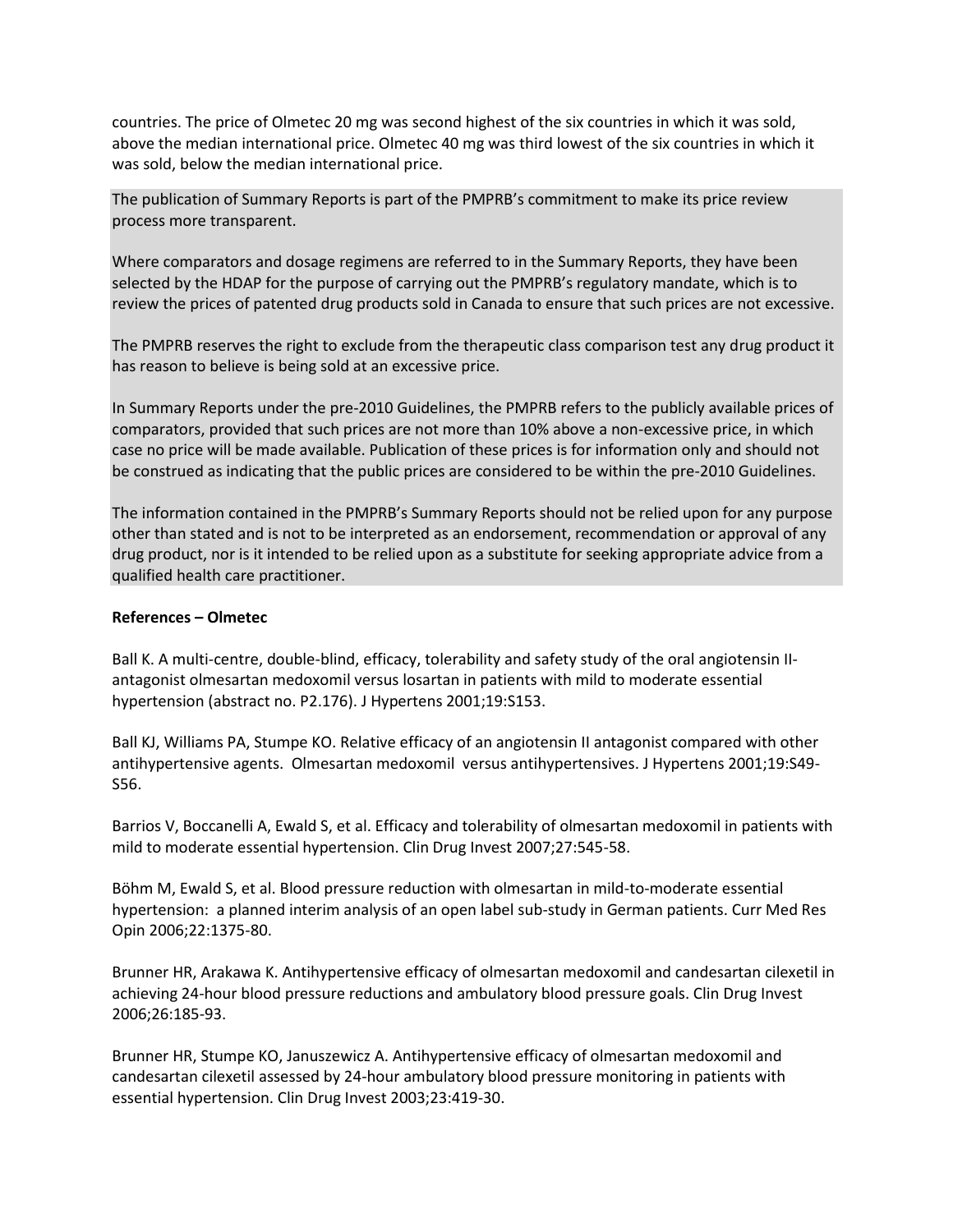countries. The price of Olmetec 20 mg was second highest of the six countries in which it was sold, above the median international price. Olmetec 40 mg was third lowest of the six countries in which it was sold, below the median international price.

The publication of Summary Reports is part of the PMPRB's commitment to make its price review process more transparent.

Where comparators and dosage regimens are referred to in the Summary Reports, they have been selected by the HDAP for the purpose of carrying out the PMPRB's regulatory mandate, which is to review the prices of patented drug products sold in Canada to ensure that such prices are not excessive.

The PMPRB reserves the right to exclude from the therapeutic class comparison test any drug product it has reason to believe is being sold at an excessive price.

In Summary Reports under the pre-2010 Guidelines, the PMPRB refers to the publicly available prices of comparators, provided that such prices are not more than 10% above a non-excessive price, in which case no price will be made available. Publication of these prices is for information only and should not be construed as indicating that the public prices are considered to be within the pre-2010 Guidelines.

The information contained in the PMPRB's Summary Reports should not be relied upon for any purpose other than stated and is not to be interpreted as an endorsement, recommendation or approval of any drug product, nor is it intended to be relied upon as a substitute for seeking appropriate advice from a qualified health care practitioner.

**References – Olmetec**

Ball K. A multi-centre, double-blind, efficacy, tolerability and safety study of the oral angiotensin II-antagonist olmesartan medoxomil versus losartan in patients with mild to moderate essential hypertension (abstract no. P2.176). J Hypertens 2001;19:S153.

Ball KJ, Williams PA, Stumpe KO. Relative efficacy of an angiotensin II antagonist compared with other antihypertensive agents. Olmesartan medoxomil versus antihypertensives. J Hypertens 2001;19:S49-S56.

Barrios V, Boccanelli A, Ewald S, et al. Efficacy and tolerability of olmesartan medoxomil in patients with mild to moderate essential hypertension. Clin Drug Invest 2007;27:545-58.

Böhm M, Ewald S, et al. Blood pressure reduction with olmesartan in mild-to-moderate essential hypertension: a planned interim analysis of an open label sub-study in German patients. Curr Med Res Opin 2006;22:1375-80.

Brunner HR, Arakawa K. Antihypertensive efficacy of olmesartan medoxomil and candesartan cilexetil in achieving 24-hour blood pressure reductions and ambulatory blood pressure goals. Clin Drug Invest 2006;26:185-93.

Brunner HR, Stumpe KO, Januszewicz A. Antihypertensive efficacy of olmesartan medoxomil and candesartan cilexetil assessed by 24-hour ambulatory blood pressure monitoring in patients with essential hypertension. Clin Drug Invest 2003;23:419-30.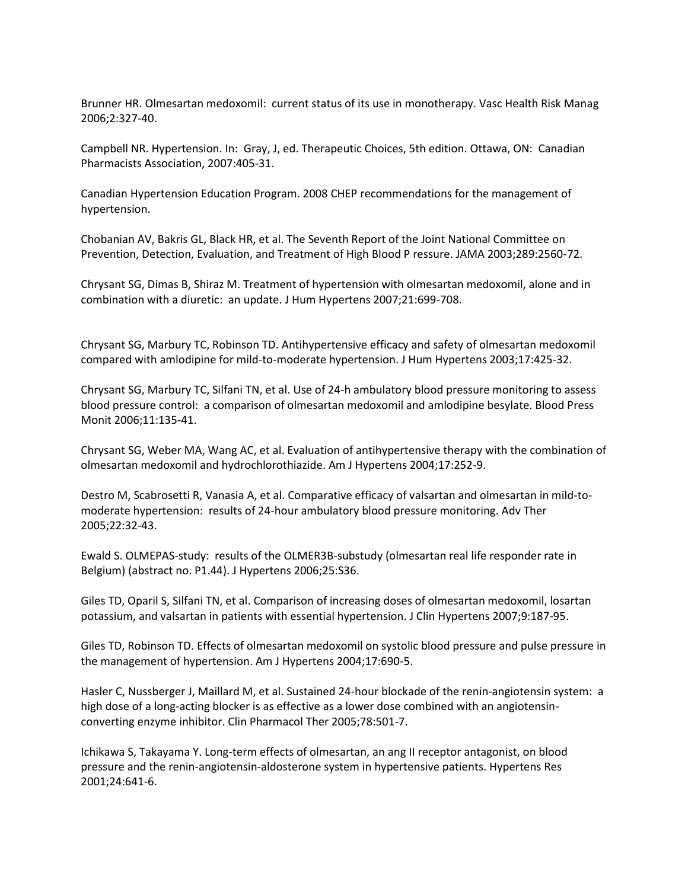Brunner HR. Olmesartan medoxomil: current status of its use in monotherapy. Vasc Health Risk Manag 2006;2:327-40.

Campbell NR. Hypertension. In: Gray, J, ed. Therapeutic Choices, 5th edition. Ottawa, ON: Canadian Pharmacists Association, 2007:405-31.

Canadian Hypertension Education Program. 2008 CHEP recommendations for the management of hypertension.

Chobanian AV, Bakris GL, Black HR, et al. The Seventh Report of the Joint National Committee on Prevention, Detection, Evaluation, and Treatment of High Blood P ressure. JAMA 2003;289:2560-72.

Chrysant SG, Dimas B, Shiraz M. Treatment of hypertension with olmesartan medoxomil, alone and in combination with a diuretic: an update. J Hum Hypertens 2007;21:699-708.

Chrysant SG, Marbury TC, Robinson TD. Antihypertensive efficacy and safety of olmesartan medoxomil compared with amlodipine for mild-to-moderate hypertension. J Hum Hypertens 2003;17:425-32.

Chrysant SG, Marbury TC, Silfani TN, et al. Use of 24-h ambulatory blood pressure monitoring to assess blood pressure control: a comparison of olmesartan medoxomil and amlodipine besylate. Blood Press Monit 2006;11:135-41.

Chrysant SG, Weber MA, Wang AC, et al. Evaluation of antihypertensive therapy with the combination of olmesartan medoxomil and hydrochlorothiazide. Am J Hypertens 2004;17:252-9.

Destro M, Scabrosetti R, Vanasia A, et al. Comparative efficacy of valsartan and olmesartan in mild-to-moderate hypertension: results of 24-hour ambulatory blood pressure monitoring. Adv Ther 2005;22:32-43.

Ewald S. OLMEPAS-study: results of the OLMER3B-substudy (olmesartan real life responder rate in Belgium) (abstract no. P1.44). J Hypertens 2006;25:S36.

Giles TD, Oparil S, Silfani TN, et al. Comparison of increasing doses of olmesartan medoxomil, losartan potassium, and valsartan in patients with essential hypertension. J Clin Hypertens 2007;9:187-95.

Giles TD, Robinson TD. Effects of olmesartan medoxomil on systolic blood pressure and pulse pressure in the management of hypertension. Am J Hypertens 2004;17:690-5.

Hasler C, Nussberger J, Maillard M, et al. Sustained 24-hour blockade of the renin-angiotensin system: a high dose of a long-acting blocker is as effective as a lower dose combined with an angiotensin-converting enzyme inhibitor. Clin Pharmacol Ther 2005;78:501-7.

Ichikawa S, Takayama Y. Long-term effects of olmesartan, an ang II receptor antagonist, on blood pressure and the renin-angiotensin-aldosterone system in hypertensive patients. Hypertens Res 2001;24:641-6.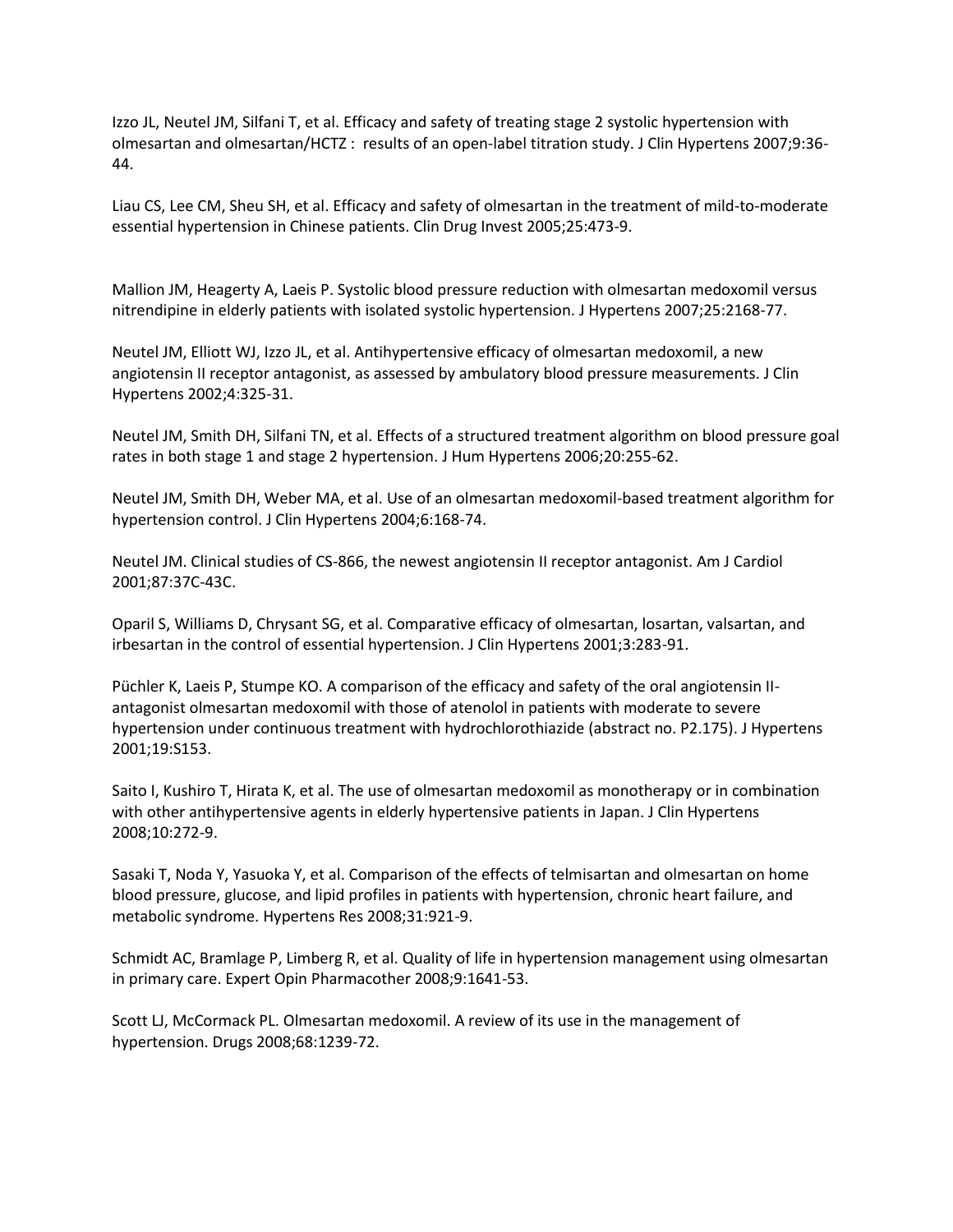Izzo JL, Neutel JM, Silfani T, et al. Efficacy and safety of treating stage 2 systolic hypertension with olmesartan and olmesartan/HCTZ : results of an open-label titration study. J Clin Hypertens 2007;9:36-44.

Liau CS, Lee CM, Sheu SH, et al. Efficacy and safety of olmesartan in the treatment of mild-to-moderate essential hypertension in Chinese patients. Clin Drug Invest 2005;25:473-9.

Mallion JM, Heagerty A, Laeis P. Systolic blood pressure reduction with olmesartan medoxomil versus nitrendipine in elderly patients with isolated systolic hypertension. J Hypertens 2007;25:2168-77.

Neutel JM, Elliott WJ, Izzo JL, et al. Antihypertensive efficacy of olmesartan medoxomil, a new angiotensin II receptor antagonist, as assessed by ambulatory blood pressure measurements. J Clin Hypertens 2002;4:325-31.

Neutel JM, Smith DH, Silfani TN, et al. Effects of a structured treatment algorithm on blood pressure goal rates in both stage 1 and stage 2 hypertension. J Hum Hypertens 2006;20:255-62.

Neutel JM, Smith DH, Weber MA, et al. Use of an olmesartan medoxomil-based treatment algorithm for hypertension control. J Clin Hypertens 2004;6:168-74.

Neutel JM. Clinical studies of CS-866, the newest angiotensin II receptor antagonist. Am J Cardiol 2001;87:37C-43C.

Oparil S, Williams D, Chrysant SG, et al. Comparative efficacy of olmesartan, losartan, valsartan, and irbesartan in the control of essential hypertension. J Clin Hypertens 2001;3:283-91.

Püchler K, Laeis P, Stumpe KO. A comparison of the efficacy and safety of the oral angiotensin II-antagonist olmesartan medoxomil with those of atenolol in patients with moderate to severe hypertension under continuous treatment with hydrochlorothiazide (abstract no. P2.175). J Hypertens 2001;19:S153.

Saito I, Kushiro T, Hirata K, et al. The use of olmesartan medoxomil as monotherapy or in combination with other antihypertensive agents in elderly hypertensive patients in Japan. J Clin Hypertens 2008;10:272-9.

Sasaki T, Noda Y, Yasuoka Y, et al. Comparison of the effects of telmisartan and olmesartan on home blood pressure, glucose, and lipid profiles in patients with hypertension, chronic heart failure, and metabolic syndrome. Hypertens Res 2008;31:921-9.

Schmidt AC, Bramlage P, Limberg R, et al. Quality of life in hypertension management using olmesartan in primary care. Expert Opin Pharmacother 2008;9:1641-53.

Scott LJ, McCormack PL. Olmesartan medoxomil. A review of its use in the management of hypertension. Drugs 2008;68:1239-72.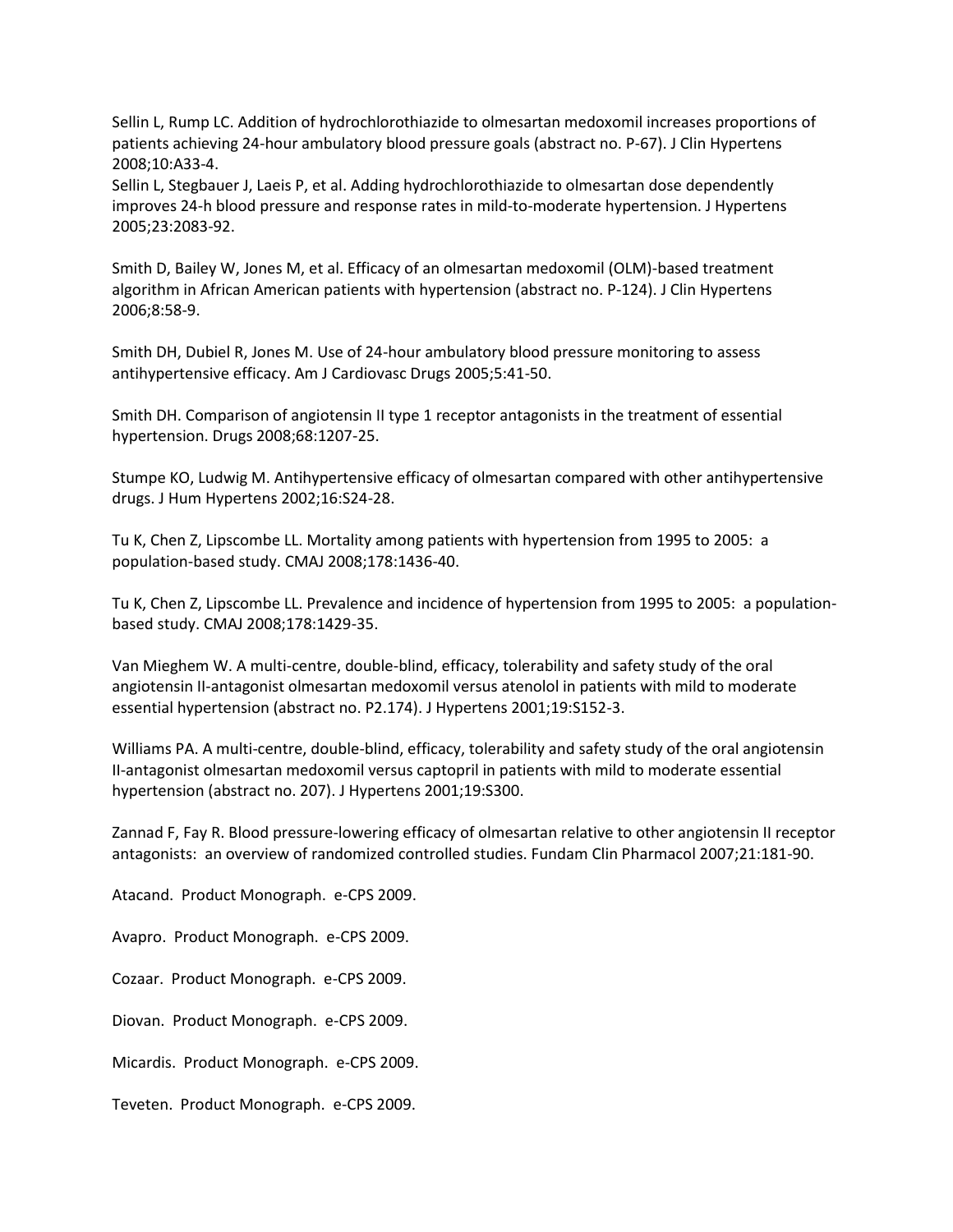Sellin L, Rump LC. Addition of hydrochlorothiazide to olmesartan medoxomil increases proportions of patients achieving 24-hour ambulatory blood pressure goals (abstract no. P-67). J Clin Hypertens 2008;10:A33-4.
Sellin L, Stegbauer J, Laeis P, et al. Adding hydrochlorothiazide to olmesartan dose dependently improves 24-h blood pressure and response rates in mild-to-moderate hypertension. J Hypertens 2005;23:2083-92.

Smith D, Bailey W, Jones M, et al. Efficacy of an olmesartan medoxomil (OLM)-based treatment algorithm in African American patients with hypertension (abstract no. P-124). J Clin Hypertens 2006;8:58-9.

Smith DH, Dubiel R, Jones M. Use of 24-hour ambulatory blood pressure monitoring to assess antihypertensive efficacy. Am J Cardiovasc Drugs 2005;5:41-50.

Smith DH. Comparison of angiotensin II type 1 receptor antagonists in the treatment of essential hypertension. Drugs 2008;68:1207-25.

Stumpe KO, Ludwig M. Antihypertensive efficacy of olmesartan compared with other antihypertensive drugs. J Hum Hypertens 2002;16:S24-28.

Tu K, Chen Z, Lipscombe LL. Mortality among patients with hypertension from 1995 to 2005: a population-based study. CMAJ 2008;178:1436-40.

Tu K, Chen Z, Lipscombe LL. Prevalence and incidence of hypertension from 1995 to 2005: a population-based study. CMAJ 2008;178:1429-35.

Van Mieghem W. A multi-centre, double-blind, efficacy, tolerability and safety study of the oral angiotensin II-antagonist olmesartan medoxomil versus atenolol in patients with mild to moderate essential hypertension (abstract no. P2.174). J Hypertens 2001;19:S152-3.

Williams PA. A multi-centre, double-blind, efficacy, tolerability and safety study of the oral angiotensin II-antagonist olmesartan medoxomil versus captopril in patients with mild to moderate essential hypertension (abstract no. 207). J Hypertens 2001;19:S300.

Zannad F, Fay R. Blood pressure-lowering efficacy of olmesartan relative to other angiotensin II receptor antagonists: an overview of randomized controlled studies. Fundam Clin Pharmacol 2007;21:181-90.

Atacand. Product Monograph. e-CPS 2009.

Avapro. Product Monograph. e-CPS 2009.

Cozaar. Product Monograph. e-CPS 2009.

Diovan. Product Monograph. e-CPS 2009.

Micardis. Product Monograph. e-CPS 2009.

Teveten. Product Monograph. e-CPS 2009.